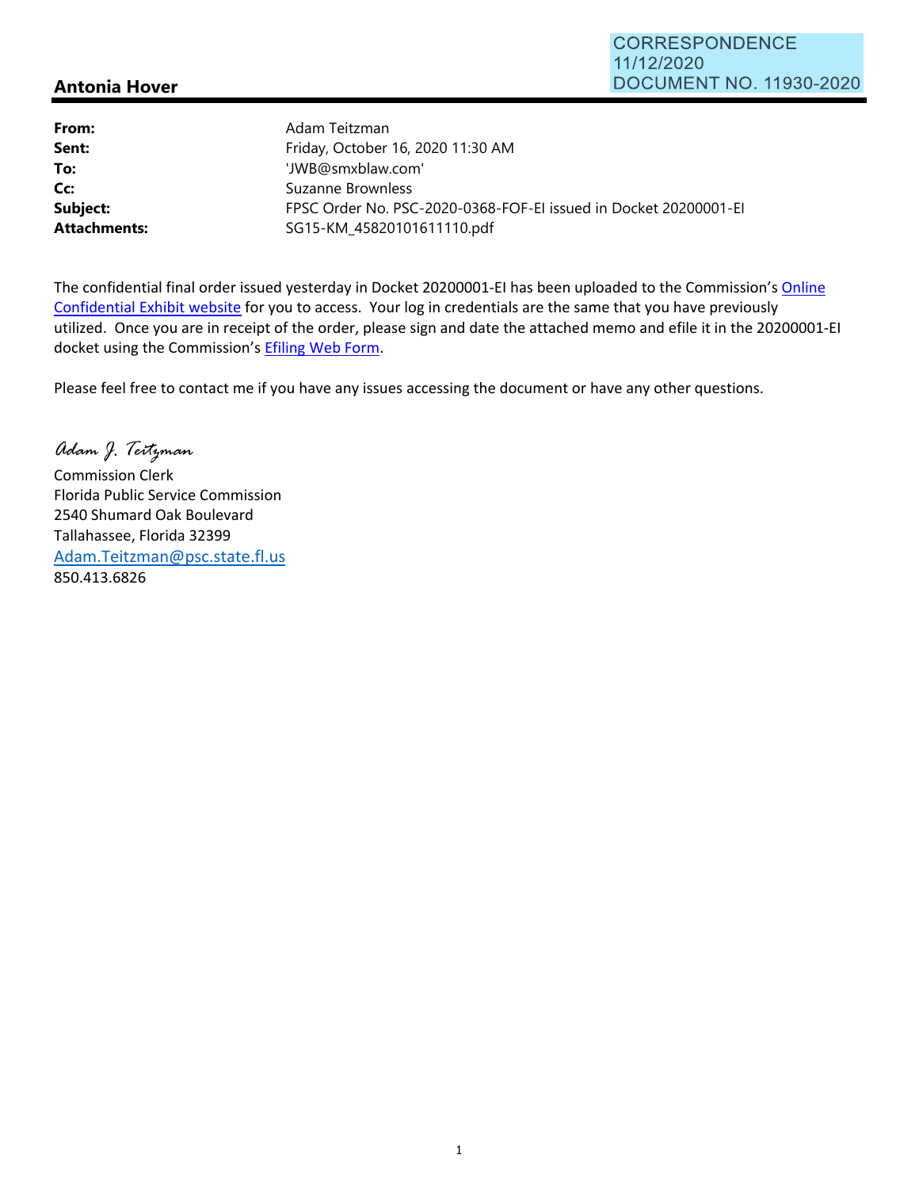CORRESPONDENCE
11/12/2020
DOCUMENT NO. 11930-2020

## Antonia Hover

| | |
|---|---|
| **From:** | Adam Teitzman |
| **Sent:** | Friday, October 16, 2020 11:30 AM |
| **To:** | 'JWB@smxblaw.com' |
| **Cc:** | Suzanne Brownless |
| **Subject:** | FPSC Order No. PSC-2020-0368-FOF-EI issued in Docket 20200001-EI |
| **Attachments:** | SG15-KM_45820101611110.pdf |

The confidential final order issued yesterday in Docket 20200001-EI has been uploaded to the Commission's Online Confidential Exhibit website for you to access. Your log in credentials are the same that you have previously utilized. Once you are in receipt of the order, please sign and date the attached memo and efile it in the 20200001-EI docket using the Commission's Efiling Web Form.

Please feel free to contact me if you have any issues accessing the document or have any other questions.

*Adam J. Teitzman*
Commission Clerk
Florida Public Service Commission
2540 Shumard Oak Boulevard
Tallahassee, Florida 32399
Adam.Teitzman@psc.state.fl.us
850.413.6826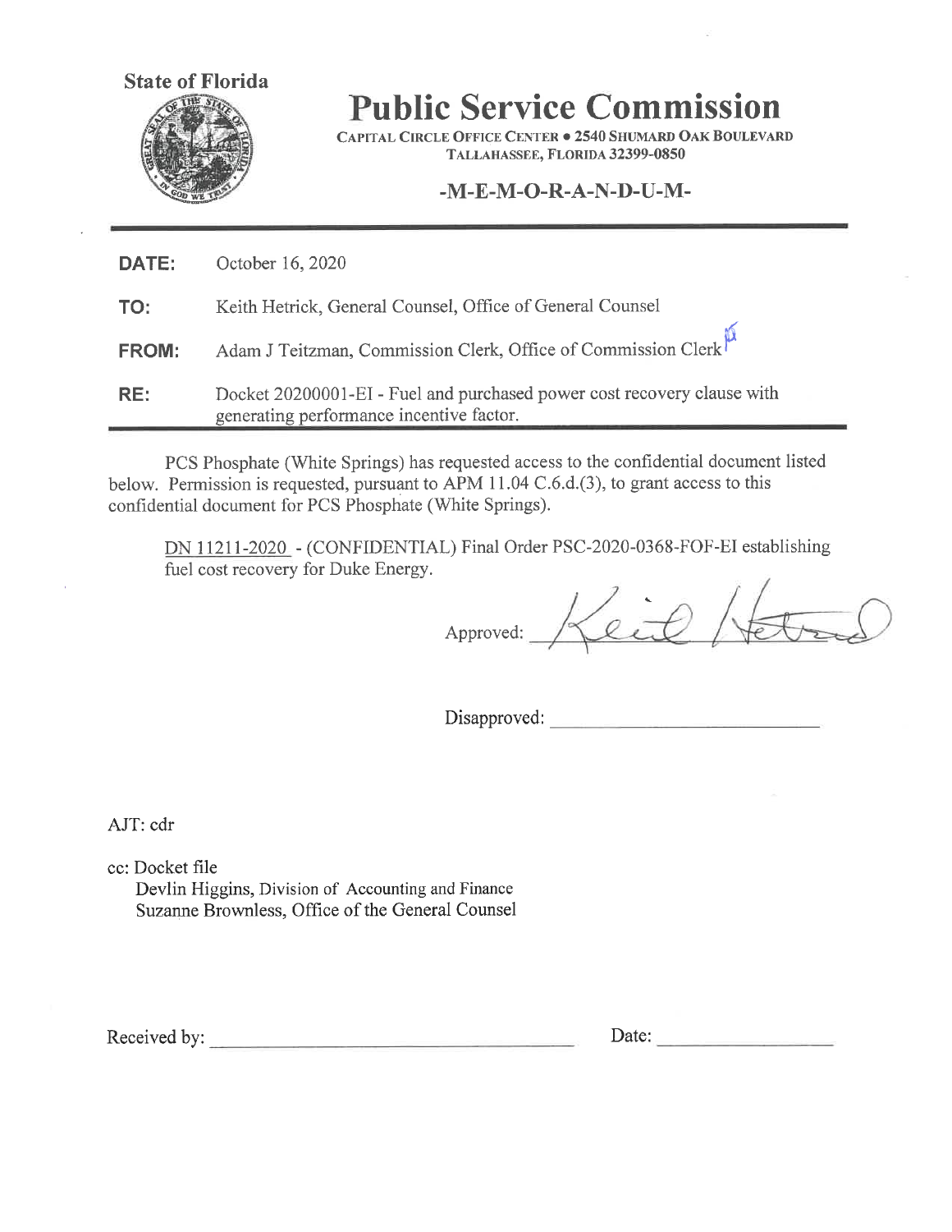State of Florida

# Public Service Commission

CAPITAL CIRCLE OFFICE CENTER • 2540 SHUMARD OAK BOULEVARD
TALLAHASSEE, FLORIDA 32399-0850

## -M-E-M-O-R-A-N-D-U-M-

**DATE:** October 16, 2020

**TO:** Keith Hetrick, General Counsel, Office of General Counsel

**FROM:** Adam J Teitzman, Commission Clerk, Office of Commission Clerk

**RE:** Docket 20200001-EI - Fuel and purchased power cost recovery clause with generating performance incentive factor.

PCS Phosphate (White Springs) has requested access to the confidential document listed below. Permission is requested, pursuant to APM 11.04 C.6.d.(3), to grant access to this confidential document for PCS Phosphate (White Springs).

DN 11211-2020 - (CONFIDENTIAL) Final Order PSC-2020-0368-FOF-EI establishing fuel cost recovery for Duke Energy.

Approved: Keith Hetrick

Disapproved: ____________________

AJT: cdr

cc: Docket file
Devlin Higgins, Division of Accounting and Finance
Suzanne Brownless, Office of the General Counsel

Received by: ______________________ Date: ____________